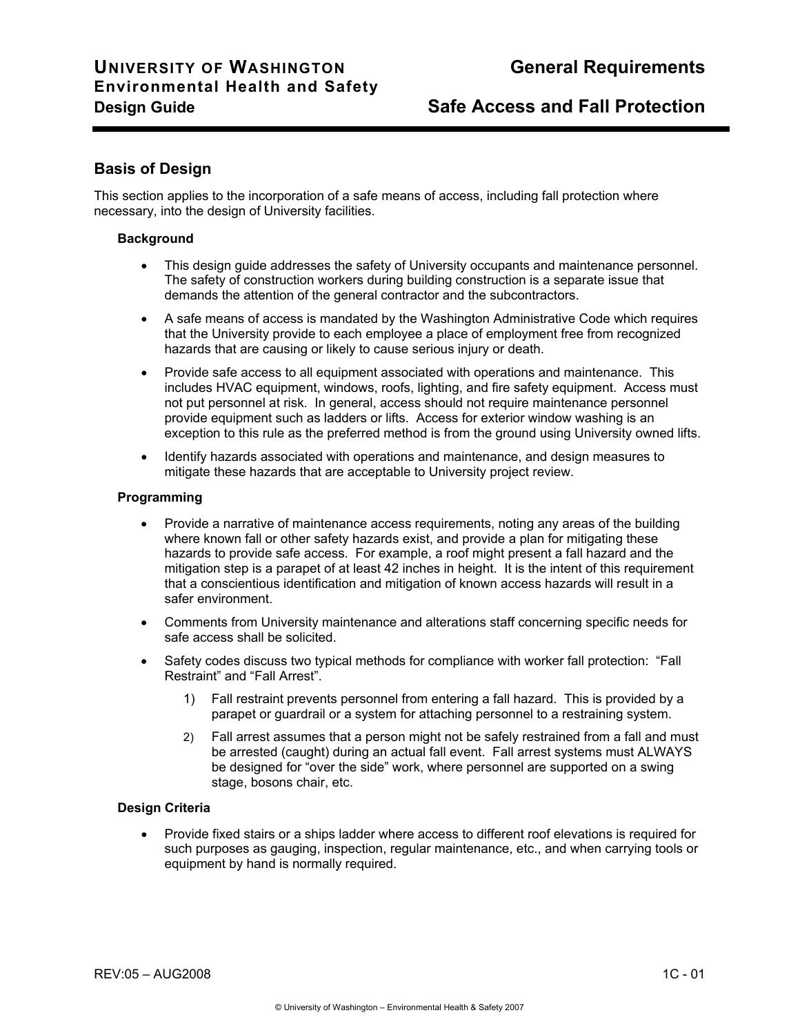# UNIVERSITY OF WASHINGTON Environmental Health and Safety Design Guide

# General Requirements

# Safe Access and Fall Protection

## Basis of Design

This section applies to the incorporation of a safe means of access, including fall protection where necessary, into the design of University facilities.

### Background

- This design guide addresses the safety of University occupants and maintenance personnel. The safety of construction workers during building construction is a separate issue that demands the attention of the general contractor and the subcontractors.
- A safe means of access is mandated by the Washington Administrative Code which requires that the University provide to each employee a place of employment free from recognized hazards that are causing or likely to cause serious injury or death.
- Provide safe access to all equipment associated with operations and maintenance. This includes HVAC equipment, windows, roofs, lighting, and fire safety equipment. Access must not put personnel at risk. In general, access should not require maintenance personnel provide equipment such as ladders or lifts. Access for exterior window washing is an exception to this rule as the preferred method is from the ground using University owned lifts.
- Identify hazards associated with operations and maintenance, and design measures to mitigate these hazards that are acceptable to University project review.

### Programming

- Provide a narrative of maintenance access requirements, noting any areas of the building where known fall or other safety hazards exist, and provide a plan for mitigating these hazards to provide safe access. For example, a roof might present a fall hazard and the mitigation step is a parapet of at least 42 inches in height. It is the intent of this requirement that a conscientious identification and mitigation of known access hazards will result in a safer environment.
- Comments from University maintenance and alterations staff concerning specific needs for safe access shall be solicited.
- Safety codes discuss two typical methods for compliance with worker fall protection: "Fall Restraint" and "Fall Arrest".
  1) Fall restraint prevents personnel from entering a fall hazard. This is provided by a parapet or guardrail or a system for attaching personnel to a restraining system.
  2) Fall arrest assumes that a person might not be safely restrained from a fall and must be arrested (caught) during an actual fall event. Fall arrest systems must ALWAYS be designed for "over the side" work, where personnel are supported on a swing stage, bosons chair, etc.

### Design Criteria

- Provide fixed stairs or a ships ladder where access to different roof elevations is required for such purposes as gauging, inspection, regular maintenance, etc., and when carrying tools or equipment by hand is normally required.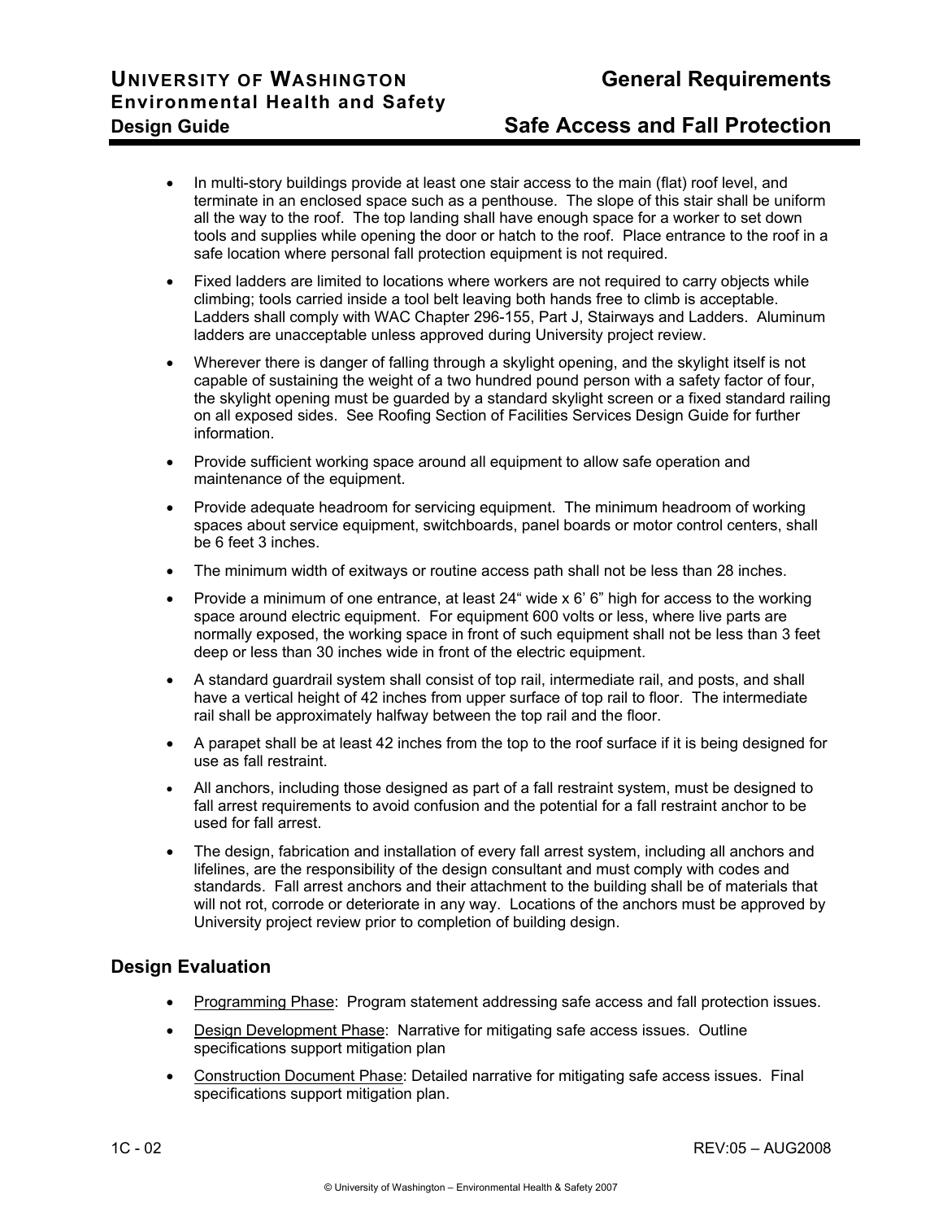- In multi-story buildings provide at least one stair access to the main (flat) roof level, and terminate in an enclosed space such as a penthouse. The slope of this stair shall be uniform all the way to the roof. The top landing shall have enough space for a worker to set down tools and supplies while opening the door or hatch to the roof. Place entrance to the roof in a safe location where personal fall protection equipment is not required.
- Fixed ladders are limited to locations where workers are not required to carry objects while climbing; tools carried inside a tool belt leaving both hands free to climb is acceptable. Ladders shall comply with WAC Chapter 296-155, Part J, Stairways and Ladders. Aluminum ladders are unacceptable unless approved during University project review.
- Wherever there is danger of falling through a skylight opening, and the skylight itself is not capable of sustaining the weight of a two hundred pound person with a safety factor of four, the skylight opening must be guarded by a standard skylight screen or a fixed standard railing on all exposed sides. See Roofing Section of Facilities Services Design Guide for further information.
- Provide sufficient working space around all equipment to allow safe operation and maintenance of the equipment.
- Provide adequate headroom for servicing equipment. The minimum headroom of working spaces about service equipment, switchboards, panel boards or motor control centers, shall be 6 feet 3 inches.
- The minimum width of exitways or routine access path shall not be less than 28 inches.
- Provide a minimum of one entrance, at least 24" wide x 6' 6" high for access to the working space around electric equipment. For equipment 600 volts or less, where live parts are normally exposed, the working space in front of such equipment shall not be less than 3 feet deep or less than 30 inches wide in front of the electric equipment.
- A standard guardrail system shall consist of top rail, intermediate rail, and posts, and shall have a vertical height of 42 inches from upper surface of top rail to floor. The intermediate rail shall be approximately halfway between the top rail and the floor.
- A parapet shall be at least 42 inches from the top to the roof surface if it is being designed for use as fall restraint.
- All anchors, including those designed as part of a fall restraint system, must be designed to fall arrest requirements to avoid confusion and the potential for a fall restraint anchor to be used for fall arrest.
- The design, fabrication and installation of every fall arrest system, including all anchors and lifelines, are the responsibility of the design consultant and must comply with codes and standards. Fall arrest anchors and their attachment to the building shall be of materials that will not rot, corrode or deteriorate in any way. Locations of the anchors must be approved by University project review prior to completion of building design.

## Design Evaluation

- Programming Phase: Program statement addressing safe access and fall protection issues.
- Design Development Phase: Narrative for mitigating safe access issues. Outline specifications support mitigation plan
- Construction Document Phase: Detailed narrative for mitigating safe access issues. Final specifications support mitigation plan.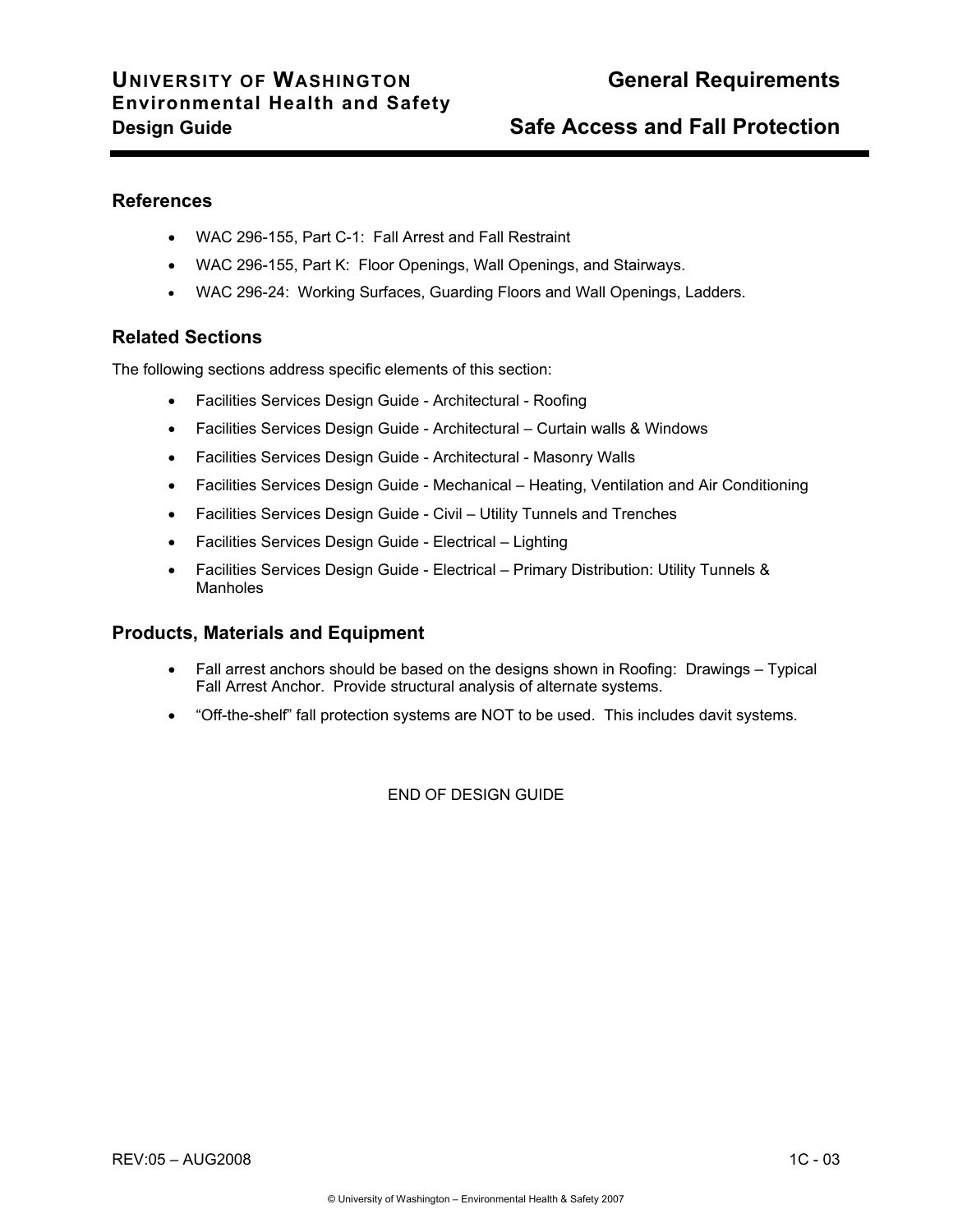## References

- WAC 296-155, Part C-1: Fall Arrest and Fall Restraint
- WAC 296-155, Part K: Floor Openings, Wall Openings, and Stairways.
- WAC 296-24: Working Surfaces, Guarding Floors and Wall Openings, Ladders.

## Related Sections

The following sections address specific elements of this section:

- Facilities Services Design Guide - Architectural - Roofing
- Facilities Services Design Guide - Architectural – Curtain walls & Windows
- Facilities Services Design Guide - Architectural - Masonry Walls
- Facilities Services Design Guide - Mechanical – Heating, Ventilation and Air Conditioning
- Facilities Services Design Guide - Civil – Utility Tunnels and Trenches
- Facilities Services Design Guide - Electrical – Lighting
- Facilities Services Design Guide - Electrical – Primary Distribution: Utility Tunnels & Manholes

## Products, Materials and Equipment

- Fall arrest anchors should be based on the designs shown in Roofing: Drawings – Typical Fall Arrest Anchor. Provide structural analysis of alternate systems.
- “Off-the-shelf” fall protection systems are NOT to be used. This includes davit systems.

END OF DESIGN GUIDE